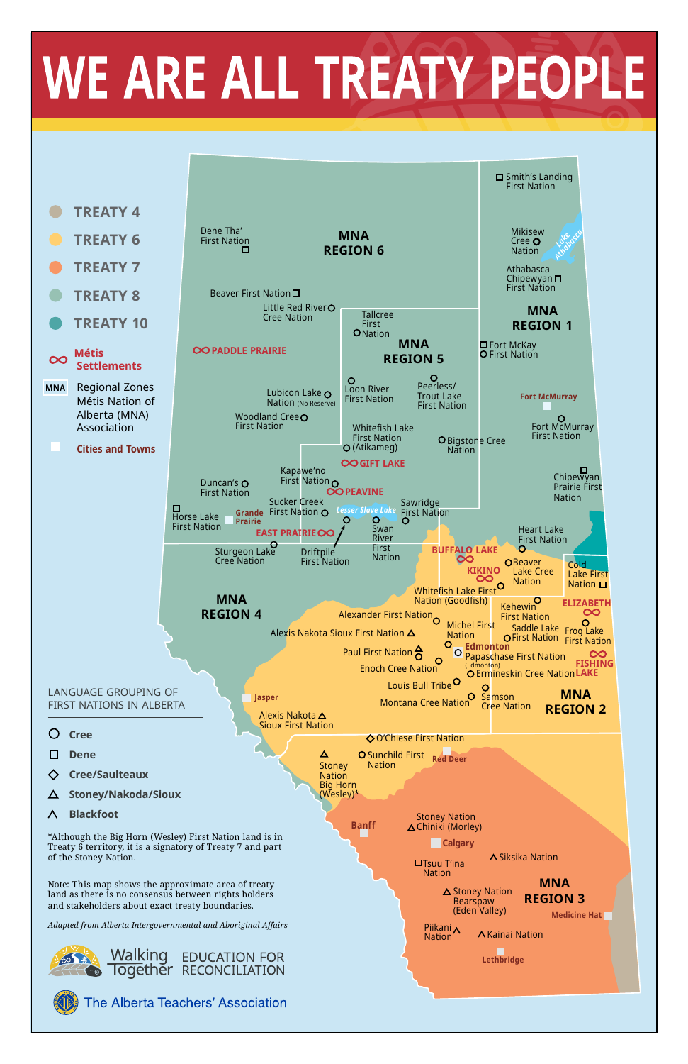# WE ARE ALL TREATY PEOPLE

- TREATY 4
- TREATY 6
- TREATY 7
- TREATY 8
- TREATY 10
- Métis Settlements
- MNA Regional Zones Métis Nation of Alberta (MNA) Association
- Cities and Towns

MNA REGION 6

Dene Tha' First Nation

Beaver First Nation

Little Red River Cree Nation

Tallcree First Nation

PADDLE PRAIRIE

MNA REGION 5

Lubicon Lake (No Reserve)

Loon River First Nation

Peerless/ Trout Lake First Nation

Woodland Cree First Nation

Whitefish Lake First Nation (Atikameg)

Bigstone Cree Nation

GIFT LAKE

Kapawe'no First Nation

Duncan's First Nation

PEAVINE

Horse Lake First Nation

Grande Prairie

Sucker Creek First Nation

Lesser Slave Lake

Sawridge First Nation

EAST PRAIRIE

Swan River First Nation

Sturgeon Lake Cree Nation

Driftpile First Nation

Smith's Landing First Nation

Mikisew Cree Nation

Lake Athabasca

Athabasca Chipewyan First Nation

MNA REGION 1

Fort McKay First Nation

Fort McMurray

Fort McMurray First Nation

Chipewyan Prairie First Nation

Heart Lake First Nation

BUFFALO LAKE

Beaver Lake Cree Nation

KIKINO

Cold Lake First Nation

Whitefish Lake First Nation (Goodfish)

ELIZABETH

Kehewin First Nation

MNA REGION 4

Alexander First Nation

Michel First Nation

Saddle Lake First Nation

Frog Lake First Nation

Alexis Nakota Sioux First Nation

Edmonton

Paul First Nation

Papaschase First Nation (Edmonton)

FISHING LAKE

Enoch Cree Nation

Ermineskin Cree Nation

Louis Bull Tribe

Jasper

Montana Cree Nation

Samson Cree Nation

MNA REGION 2

Alexis Nakota Sioux First Nation

O'Chiese First Nation

Stoney Nation Big Horn (Wesley)*

Sunchild First Nation

Red Deer

Banff

Stoney Nation Chiniki (Morley)

Calgary

Siksika Nation

Tsuu T'ina Nation

Stoney Nation Bearspaw (Eden Valley)

MNA REGION 3

Medicine Hat

Piikani Nation

Kainai Nation

Lethbridge

## LANGUAGE GROUPING OF FIRST NATIONS IN ALBERTA

- ○ Cree
- □ Dene
- ◇ Cree/Saulteaux
- △ Stoney/Nakoda/Sioux
- ∧ Blackfoot

*Although the Big Horn (Wesley) First Nation land is in Treaty 6 territory, it is a signatory of Treaty 7 and part of the Stoney Nation.

Note: This map shows the approximate area of treaty land as there is no consensus between rights holders and stakeholders about exact treaty boundaries.

*Adapted from Alberta Intergovernmental and Aboriginal Affairs*

Walking Together EDUCATION FOR RECONCILIATION

The Alberta Teachers' Association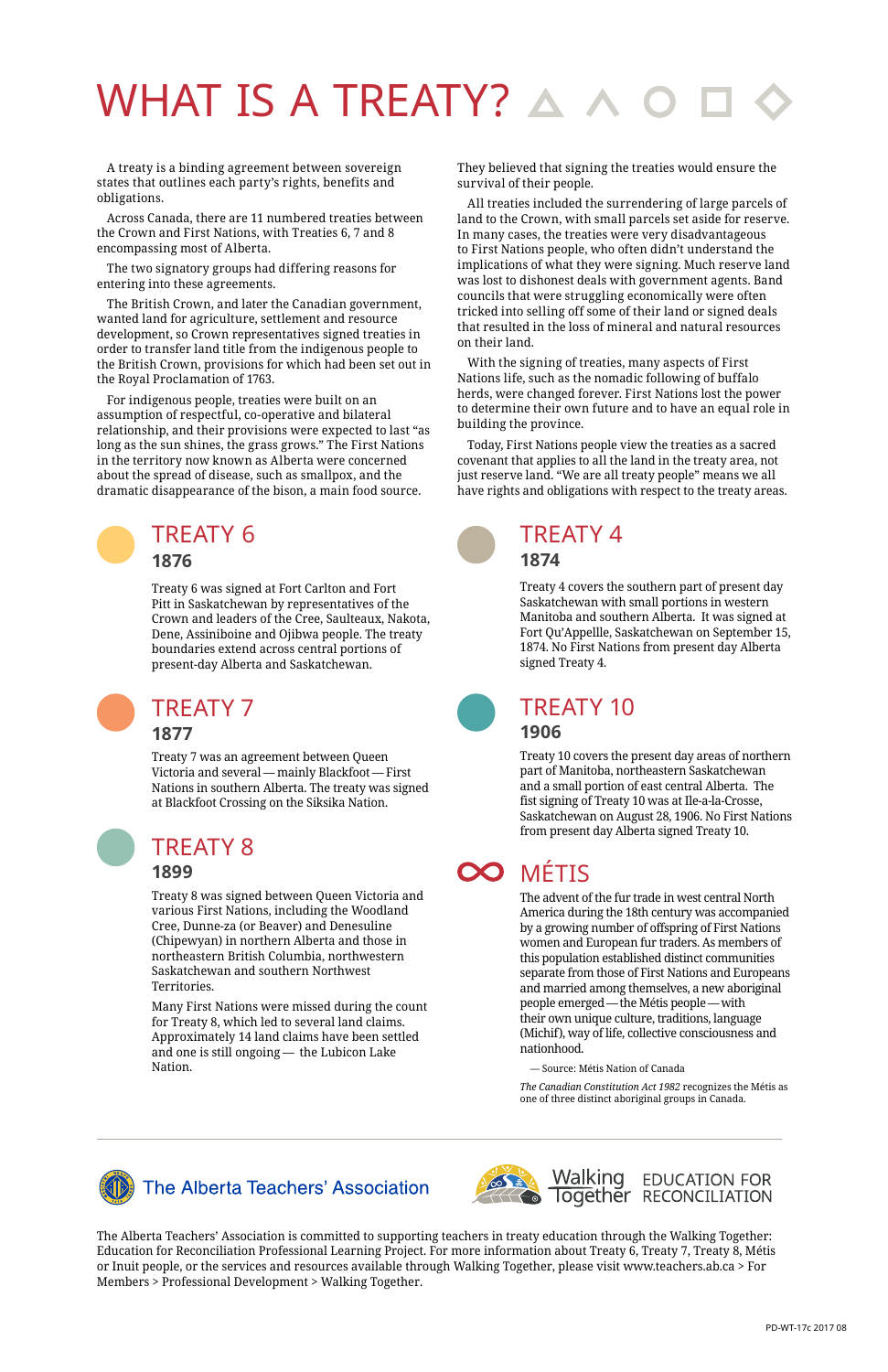# WHAT IS A TREATY?

A treaty is a binding agreement between sovereign states that outlines each party's rights, benefits and obligations.

Across Canada, there are 11 numbered treaties between the Crown and First Nations, with Treaties 6, 7 and 8 encompassing most of Alberta.

The two signatory groups had differing reasons for entering into these agreements.

The British Crown, and later the Canadian government, wanted land for agriculture, settlement and resource development, so Crown representatives signed treaties in order to transfer land title from the indigenous people to the British Crown, provisions for which had been set out in the Royal Proclamation of 1763.

For indigenous people, treaties were built on an assumption of respectful, co-operative and bilateral relationship, and their provisions were expected to last "as long as the sun shines, the grass grows." The First Nations in the territory now known as Alberta were concerned about the spread of disease, such as smallpox, and the dramatic disappearance of the bison, a main food source. They believed that signing the treaties would ensure the survival of their people.

All treaties included the surrendering of large parcels of land to the Crown, with small parcels set aside for reserve. In many cases, the treaties were very disadvantageous to First Nations people, who often didn't understand the implications of what they were signing. Much reserve land was lost to dishonest deals with government agents. Band councils that were struggling economically were often tricked into selling off some of their land or signed deals that resulted in the loss of mineral and natural resources on their land.

With the signing of treaties, many aspects of First Nations life, such as the nomadic following of buffalo herds, were changed forever. First Nations lost the power to determine their own future and to have an equal role in building the province.

Today, First Nations people view the treaties as a sacred covenant that applies to all the land in the treaty area, not just reserve land. "We are all treaty people" means we all have rights and obligations with respect to the treaty areas.

## TREATY 6

**1876**

Treaty 6 was signed at Fort Carlton and Fort Pitt in Saskatchewan by representatives of the Crown and leaders of the Cree, Saulteaux, Nakota, Dene, Assiniboine and Ojibwa people. The treaty boundaries extend across central portions of present-day Alberta and Saskatchewan.

## TREATY 7

**1877**

Treaty 7 was an agreement between Queen Victoria and several — mainly Blackfoot — First Nations in southern Alberta. The treaty was signed at Blackfoot Crossing on the Siksika Nation.

## TREATY 8

**1899**

Treaty 8 was signed between Queen Victoria and various First Nations, including the Woodland Cree, Dunne-za (or Beaver) and Denesuline (Chipewyan) in northern Alberta and those in northeastern British Columbia, northwestern Saskatchewan and southern Northwest Territories.

Many First Nations were missed during the count for Treaty 8, which led to several land claims. Approximately 14 land claims have been settled and one is still ongoing — the Lubicon Lake Nation.

## TREATY 4

**1874**

Treaty 4 covers the southern part of present day Saskatchewan with small portions in western Manitoba and southern Alberta. It was signed at Fort Qu'Appellle, Saskatchewan on September 15, 1874. No First Nations from present day Alberta signed Treaty 4.

## TREATY 10

**1906**

Treaty 10 covers the present day areas of northern part of Manitoba, northeastern Saskatchewan and a small portion of east central Alberta. The fist signing of Treaty 10 was at Ile-a-la-Crosse, Saskatchewan on August 28, 1906. No First Nations from present day Alberta signed Treaty 10.

## MÉTIS

The advent of the fur trade in west central North America during the 18th century was accompanied by a growing number of offspring of First Nations women and European fur traders. As members of this population established distinct communities separate from those of First Nations and Europeans and married among themselves, a new aboriginal people emerged — the Métis people — with their own unique culture, traditions, language (Michif), way of life, collective consciousness and nationhood.

— Source: Métis Nation of Canada

*The Canadian Constitution Act 1982* recognizes the Métis as one of three distinct aboriginal groups in Canada.

The Alberta Teachers' Association

Walking Together EDUCATION FOR RECONCILIATION

The Alberta Teachers' Association is committed to supporting teachers in treaty education through the Walking Together: Education for Reconciliation Professional Learning Project. For more information about Treaty 6, Treaty 7, Treaty 8, Métis or Inuit people, or the services and resources available through Walking Together, please visit www.teachers.ab.ca > For Members > Professional Development > Walking Together.

PD-WT-17c 2017 08